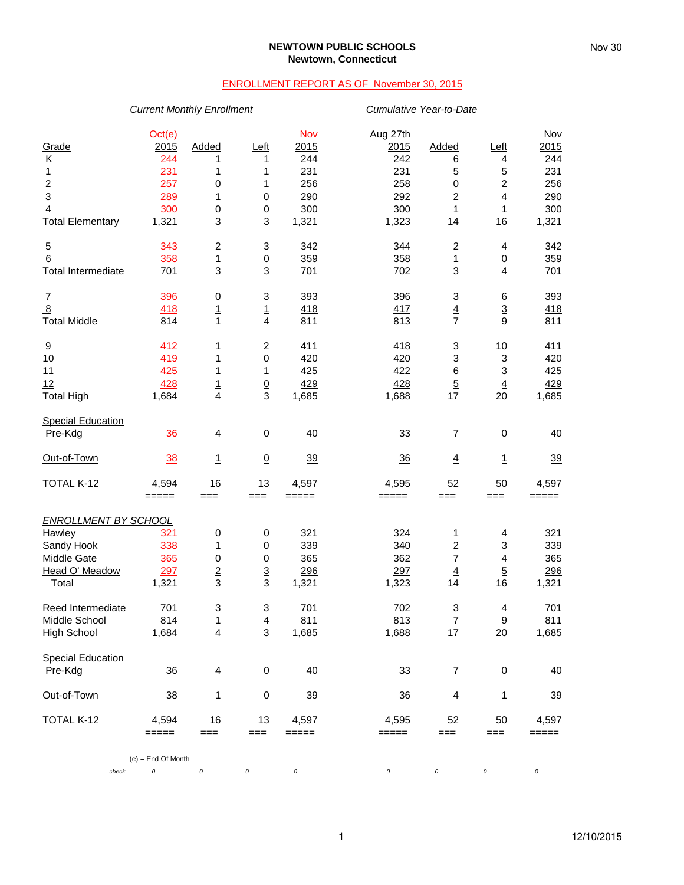**NEWTOWN PUBLIC SCHOOLS**
**Newtown, Connecticut**

ENROLLMENT REPORT AS OF November 30, 2015

| | *Current Monthly Enrollment* | | | | *Cumulative Year-to-Date* | | | |
|---|---|---|---|---|---|---|---|---|
| Grade | Oct(e) 2015 | Added | Left | Nov 2015 | Aug 27th 2015 | Added | Left | Nov 2015 |
| K | 244 | 1 | 1 | 244 | 242 | 6 | 4 | 244 |
| 1 | 231 | 1 | 1 | 231 | 231 | 5 | 5 | 231 |
| 2 | 257 | 0 | 1 | 256 | 258 | 0 | 2 | 256 |
| 3 | 289 | 1 | 0 | 290 | 292 | 2 | 4 | 290 |
| 4 | 300 | 0 | 0 | 300 | 300 | 1 | 1 | 300 |
| Total Elementary | 1,321 | 3 | 3 | 1,321 | 1,323 | 14 | 16 | 1,321 |
| 5 | 343 | 2 | 3 | 342 | 344 | 2 | 4 | 342 |
| 6 | 358 | 1 | 0 | 359 | 358 | 1 | 0 | 359 |
| Total Intermediate | 701 | 3 | 3 | 701 | 702 | 3 | 4 | 701 |
| 7 | 396 | 0 | 3 | 393 | 396 | 3 | 6 | 393 |
| 8 | 418 | 1 | 1 | 418 | 417 | 4 | 3 | 418 |
| Total Middle | 814 | 1 | 4 | 811 | 813 | 7 | 9 | 811 |
| 9 | 412 | 1 | 2 | 411 | 418 | 3 | 10 | 411 |
| 10 | 419 | 1 | 0 | 420 | 420 | 3 | 3 | 420 |
| 11 | 425 | 1 | 1 | 425 | 422 | 6 | 3 | 425 |
| 12 | 428 | 1 | 0 | 429 | 428 | 5 | 4 | 429 |
| Total High | 1,684 | 4 | 3 | 1,685 | 1,688 | 17 | 20 | 1,685 |
| Special Education Pre-Kdg | 36 | 4 | 0 | 40 | 33 | 7 | 0 | 40 |
| Out-of-Town | 38 | 1 | 0 | 39 | 36 | 4 | 1 | 39 |
| TOTAL K-12 | 4,594 | 16 | 13 | 4,597 | 4,595 | 52 | 50 | 4,597 |

| *ENROLLMENT BY SCHOOL* | Oct(e) 2015 | Added | Left | Nov 2015 | Aug 27th 2015 | Added | Left | Nov 2015 |
|---|---|---|---|---|---|---|---|---|
| Hawley | 321 | 0 | 0 | 321 | 324 | 1 | 4 | 321 |
| Sandy Hook | 338 | 1 | 0 | 339 | 340 | 2 | 3 | 339 |
| Middle Gate | 365 | 0 | 0 | 365 | 362 | 7 | 4 | 365 |
| Head O' Meadow | 297 | 2 | 3 | 296 | 297 | 4 | 5 | 296 |
| Total | 1,321 | 3 | 3 | 1,321 | 1,323 | 14 | 16 | 1,321 |
| Reed Intermediate | 701 | 3 | 3 | 701 | 702 | 3 | 4 | 701 |
| Middle School | 814 | 1 | 4 | 811 | 813 | 7 | 9 | 811 |
| High School | 1,684 | 4 | 3 | 1,685 | 1,688 | 17 | 20 | 1,685 |
| Special Education Pre-Kdg | 36 | 4 | 0 | 40 | 33 | 7 | 0 | 40 |
| Out-of-Town | 38 | 1 | 0 | 39 | 36 | 4 | 1 | 39 |
| TOTAL K-12 | 4,594 | 16 | 13 | 4,597 | 4,595 | 52 | 50 | 4,597 |
| *check* | 0 | 0 | 0 | 0 | 0 | 0 | 0 | 0 |

(e) = End Of Month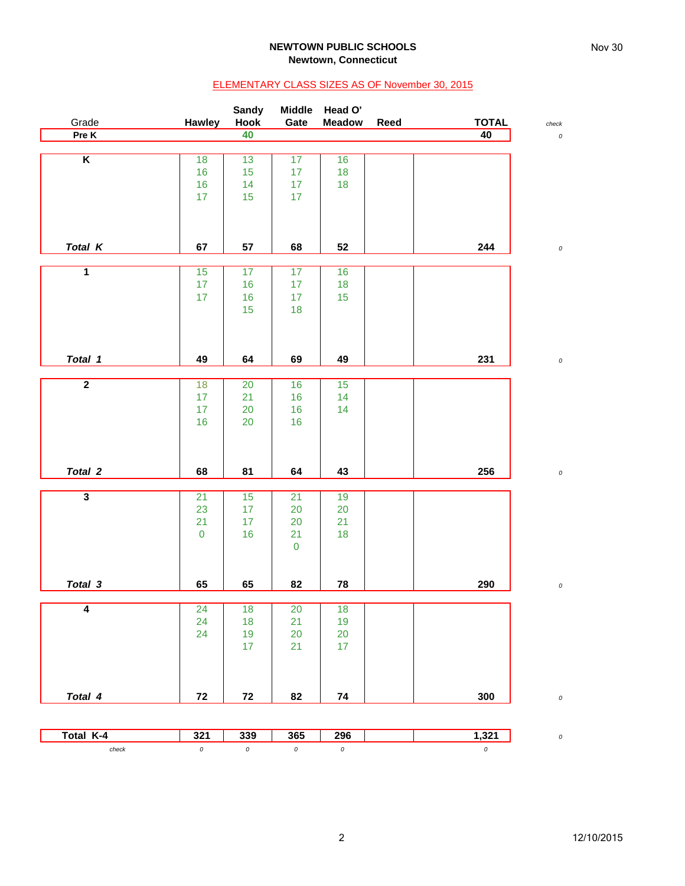**NEWTOWN PUBLIC SCHOOLS**
**Newtown, Connecticut**

Nov 30

ELEMENTARY CLASS SIZES AS OF November 30, 2015

| Grade | Hawley | Sandy Hook | Middle Gate | Head O' Meadow | Reed | TOTAL | check |
|---|---|---|---|---|---|---|---|
| **Pre K** | | 40 | | | | **40** | 0 |
| **K** | 18 | 13 | 17 | 16 | | | |
| | 16 | 15 | 17 | 18 | | | |
| | 16 | 14 | 17 | 18 | | | |
| | 17 | 15 | 17 | | | | |
| ***Total K*** | **67** | **57** | **68** | **52** | | **244** | 0 |
| **1** | 15 | 17 | 17 | 16 | | | |
| | 17 | 16 | 17 | 18 | | | |
| | 17 | 16 | 17 | 15 | | | |
| | | 15 | 18 | | | | |
| ***Total 1*** | **49** | **64** | **69** | **49** | | **231** | 0 |
| **2** | 18 | 20 | 16 | 15 | | | |
| | 17 | 21 | 16 | 14 | | | |
| | 17 | 20 | 16 | 14 | | | |
| | 16 | 20 | 16 | | | | |
| ***Total 2*** | **68** | **81** | **64** | **43** | | **256** | 0 |
| **3** | 21 | 15 | 21 | 19 | | | |
| | 23 | 17 | 20 | 20 | | | |
| | 21 | 17 | 20 | 21 | | | |
| | 0 | 16 | 21 | 18 | | | |
| | | | 0 | | | | |
| ***Total 3*** | **65** | **65** | **82** | **78** | | **290** | 0 |
| **4** | 24 | 18 | 20 | 18 | | | |
| | 24 | 18 | 21 | 19 | | | |
| | 24 | 19 | 20 | 20 | | | |
| | | 17 | 21 | 17 | | | |
| ***Total 4*** | **72** | **72** | **82** | **74** | | **300** | 0 |
| **Total K-4** | **321** | **339** | **365** | **296** | | **1,321** | 0 |
| *check* | *0* | *0* | *0* | *0* | | *0* | |

12/10/2015